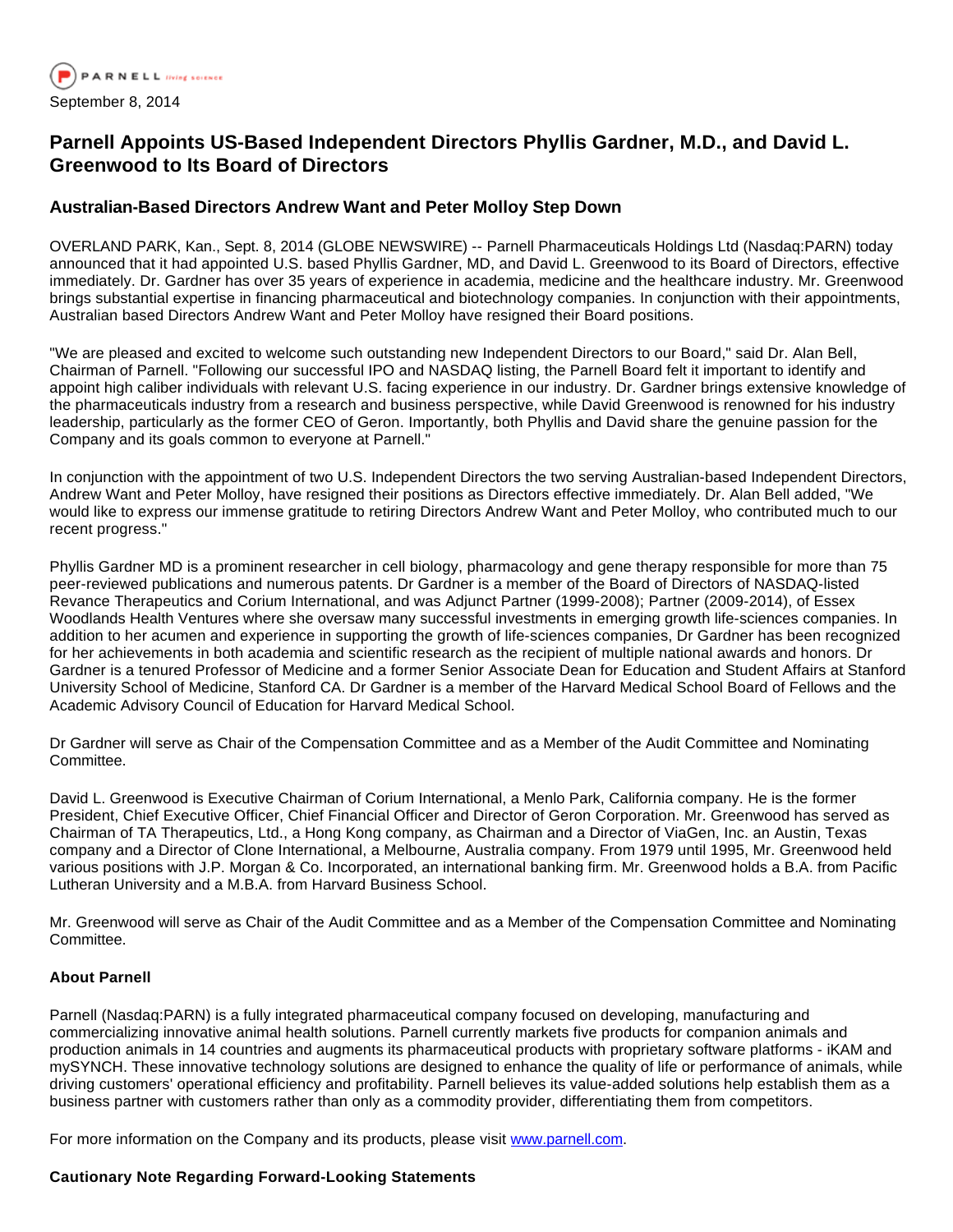PARNELL living science

September 8, 2014

# Parnell Appoints US-Based Independent Directors Phyllis Gardner, M.D., and David L. Greenwood to Its Board of Directors

## Australian-Based Directors Andrew Want and Peter Molloy Step Down

OVERLAND PARK, Kan., Sept. 8, 2014 (GLOBE NEWSWIRE) -- Parnell Pharmaceuticals Holdings Ltd (Nasdaq:PARN) today announced that it had appointed U.S. based Phyllis Gardner, MD, and David L. Greenwood to its Board of Directors, effective immediately. Dr. Gardner has over 35 years of experience in academia, medicine and the healthcare industry. Mr. Greenwood brings substantial expertise in financing pharmaceutical and biotechnology companies. In conjunction with their appointments, Australian based Directors Andrew Want and Peter Molloy have resigned their Board positions.

"We are pleased and excited to welcome such outstanding new Independent Directors to our Board," said Dr. Alan Bell, Chairman of Parnell. "Following our successful IPO and NASDAQ listing, the Parnell Board felt it important to identify and appoint high caliber individuals with relevant U.S. facing experience in our industry. Dr. Gardner brings extensive knowledge of the pharmaceuticals industry from a research and business perspective, while David Greenwood is renowned for his industry leadership, particularly as the former CEO of Geron. Importantly, both Phyllis and David share the genuine passion for the Company and its goals common to everyone at Parnell."

In conjunction with the appointment of two U.S. Independent Directors the two serving Australian-based Independent Directors, Andrew Want and Peter Molloy, have resigned their positions as Directors effective immediately. Dr. Alan Bell added, "We would like to express our immense gratitude to retiring Directors Andrew Want and Peter Molloy, who contributed much to our recent progress."

Phyllis Gardner MD is a prominent researcher in cell biology, pharmacology and gene therapy responsible for more than 75 peer-reviewed publications and numerous patents. Dr Gardner is a member of the Board of Directors of NASDAQ-listed Revance Therapeutics and Corium International, and was Adjunct Partner (1999-2008); Partner (2009-2014), of Essex Woodlands Health Ventures where she oversaw many successful investments in emerging growth life-sciences companies. In addition to her acumen and experience in supporting the growth of life-sciences companies, Dr Gardner has been recognized for her achievements in both academia and scientific research as the recipient of multiple national awards and honors. Dr Gardner is a tenured Professor of Medicine and a former Senior Associate Dean for Education and Student Affairs at Stanford University School of Medicine, Stanford CA. Dr Gardner is a member of the Harvard Medical School Board of Fellows and the Academic Advisory Council of Education for Harvard Medical School.

Dr Gardner will serve as Chair of the Compensation Committee and as a Member of the Audit Committee and Nominating Committee.

David L. Greenwood is Executive Chairman of Corium International, a Menlo Park, California company. He is the former President, Chief Executive Officer, Chief Financial Officer and Director of Geron Corporation. Mr. Greenwood has served as Chairman of TA Therapeutics, Ltd., a Hong Kong company, as Chairman and a Director of ViaGen, Inc. an Austin, Texas company and a Director of Clone International, a Melbourne, Australia company. From 1979 until 1995, Mr. Greenwood held various positions with J.P. Morgan & Co. Incorporated, an international banking firm. Mr. Greenwood holds a B.A. from Pacific Lutheran University and a M.B.A. from Harvard Business School.

Mr. Greenwood will serve as Chair of the Audit Committee and as a Member of the Compensation Committee and Nominating Committee.

**About Parnell**

Parnell (Nasdaq:PARN) is a fully integrated pharmaceutical company focused on developing, manufacturing and commercializing innovative animal health solutions. Parnell currently markets five products for companion animals and production animals in 14 countries and augments its pharmaceutical products with proprietary software platforms - iKAM and mySYNCH. These innovative technology solutions are designed to enhance the quality of life or performance of animals, while driving customers' operational efficiency and profitability. Parnell believes its value-added solutions help establish them as a business partner with customers rather than only as a commodity provider, differentiating them from competitors.

For more information on the Company and its products, please visit www.parnell.com.

**Cautionary Note Regarding Forward-Looking Statements**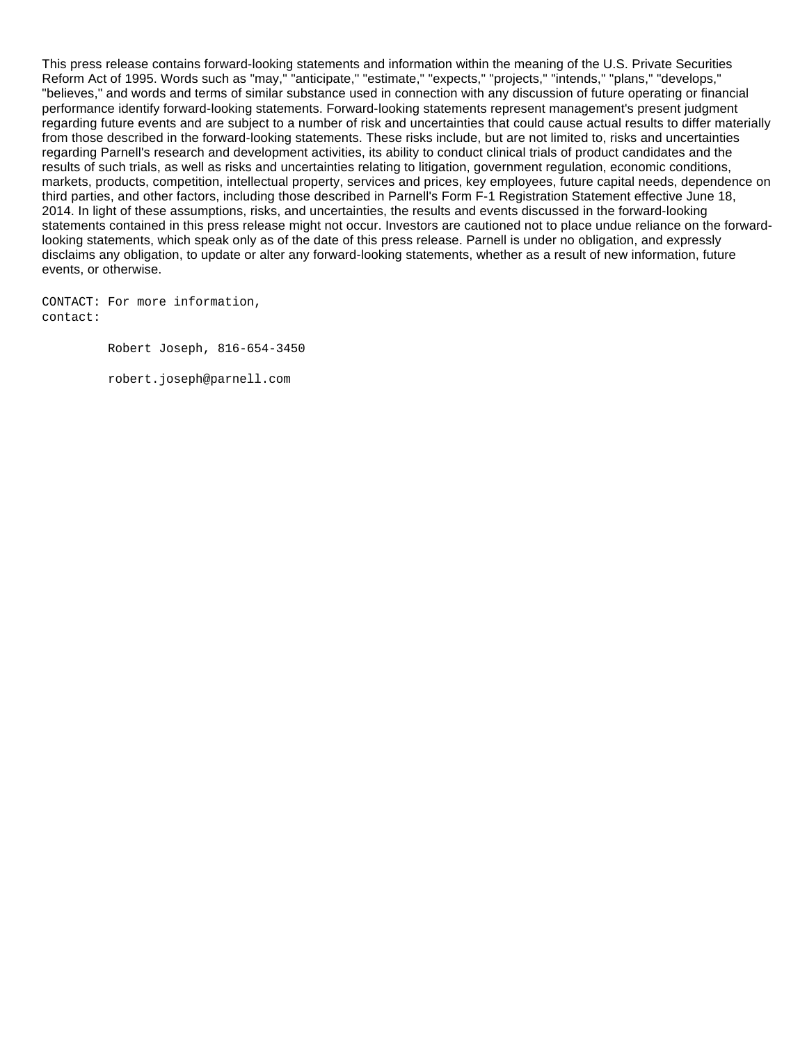This press release contains forward-looking statements and information within the meaning of the U.S. Private Securities Reform Act of 1995. Words such as "may," "anticipate," "estimate," "expects," "projects," "intends," "plans," "develops," "believes," and words and terms of similar substance used in connection with any discussion of future operating or financial performance identify forward-looking statements. Forward-looking statements represent management's present judgment regarding future events and are subject to a number of risk and uncertainties that could cause actual results to differ materially from those described in the forward-looking statements. These risks include, but are not limited to, risks and uncertainties regarding Parnell's research and development activities, its ability to conduct clinical trials of product candidates and the results of such trials, as well as risks and uncertainties relating to litigation, government regulation, economic conditions, markets, products, competition, intellectual property, services and prices, key employees, future capital needs, dependence on third parties, and other factors, including those described in Parnell's Form F-1 Registration Statement effective June 18, 2014. In light of these assumptions, risks, and uncertainties, the results and events discussed in the forward-looking statements contained in this press release might not occur. Investors are cautioned not to place undue reliance on the forward-looking statements, which speak only as of the date of this press release. Parnell is under no obligation, and expressly disclaims any obligation, to update or alter any forward-looking statements, whether as a result of new information, future events, or otherwise.

CONTACT: For more information, contact:

Robert Joseph, 816-654-3450

robert.joseph@parnell.com